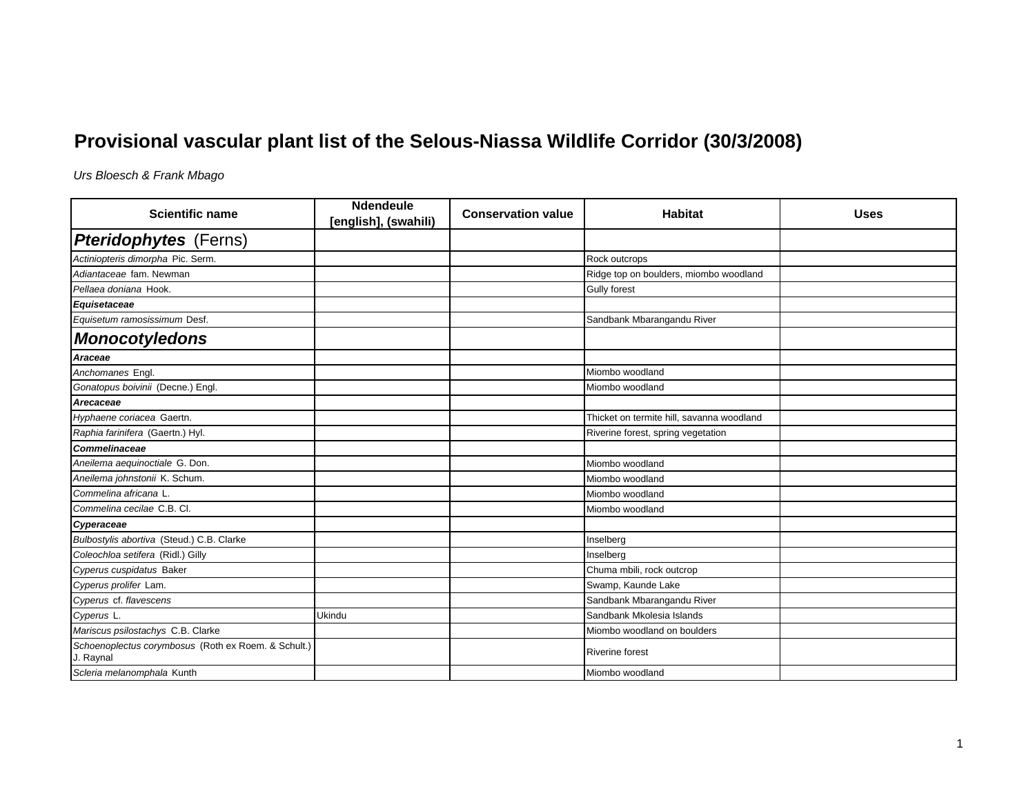# Provisional vascular plant list of the Selous-Niassa Wildlife Corridor (30/3/2008)

*Urs Bloesch & Frank Mbago*

| Scientific name | Ndendeule [english], (swahili) | Conservation value | Habitat | Uses |
|---|---|---|---|---|
| ***Pteridophytes*** **(Ferns)** | | | | |
| *Actiniopteris dimorpha* Pic. Serm. | | | Rock outcrops | |
| *Adiantaceae* fam. Newman | | | Ridge top on boulders, miombo woodland | |
| *Pellaea doniana* Hook. | | | Gully forest | |
| ***Equisetaceae*** | | | | |
| *Equisetum ramosissimum* Desf. | | | Sandbank Mbarangandu River | |
| ***Monocotyledons*** | | | | |
| ***Araceae*** | | | | |
| *Anchomanes* Engl. | | | Miombo woodland | |
| *Gonatopus boivinii* (Decne.) Engl. | | | Miombo woodland | |
| ***Arecaceae*** | | | | |
| *Hyphaene coriacea* Gaertn. | | | Thicket on termite hill, savanna woodland | |
| *Raphia farinifera* (Gaertn.) Hyl. | | | Riverine forest, spring vegetation | |
| ***Commelinaceae*** | | | | |
| *Aneilema aequinoctiale* G. Don. | | | Miombo woodland | |
| *Aneilema johnstonii* K. Schum. | | | Miombo woodland | |
| *Commelina africana* L. | | | Miombo woodland | |
| *Commelina cecilae* C.B. Cl. | | | Miombo woodland | |
| ***Cyperaceae*** | | | | |
| *Bulbostylis abortiva* (Steud.) C.B. Clarke | | | Inselberg | |
| *Coleochloa setifera* (Ridl.) Gilly | | | Inselberg | |
| *Cyperus cuspidatus* Baker | | | Chuma mbili, rock outcrop | |
| *Cyperus prolifer* Lam. | | | Swamp, Kaunde Lake | |
| *Cyperus* cf. *flavescens* | | | Sandbank Mbarangandu River | |
| *Cyperus* L. | Ukindu | | Sandbank Mkolesia Islands | |
| *Mariscus psilostachys* C.B. Clarke | | | Miombo woodland on boulders | |
| *Schoenoplectus corymbosus* (Roth ex Roem. & Schult.) J. Raynal | | | Riverine forest | |
| *Scleria melanomphala* Kunth | | | Miombo woodland | |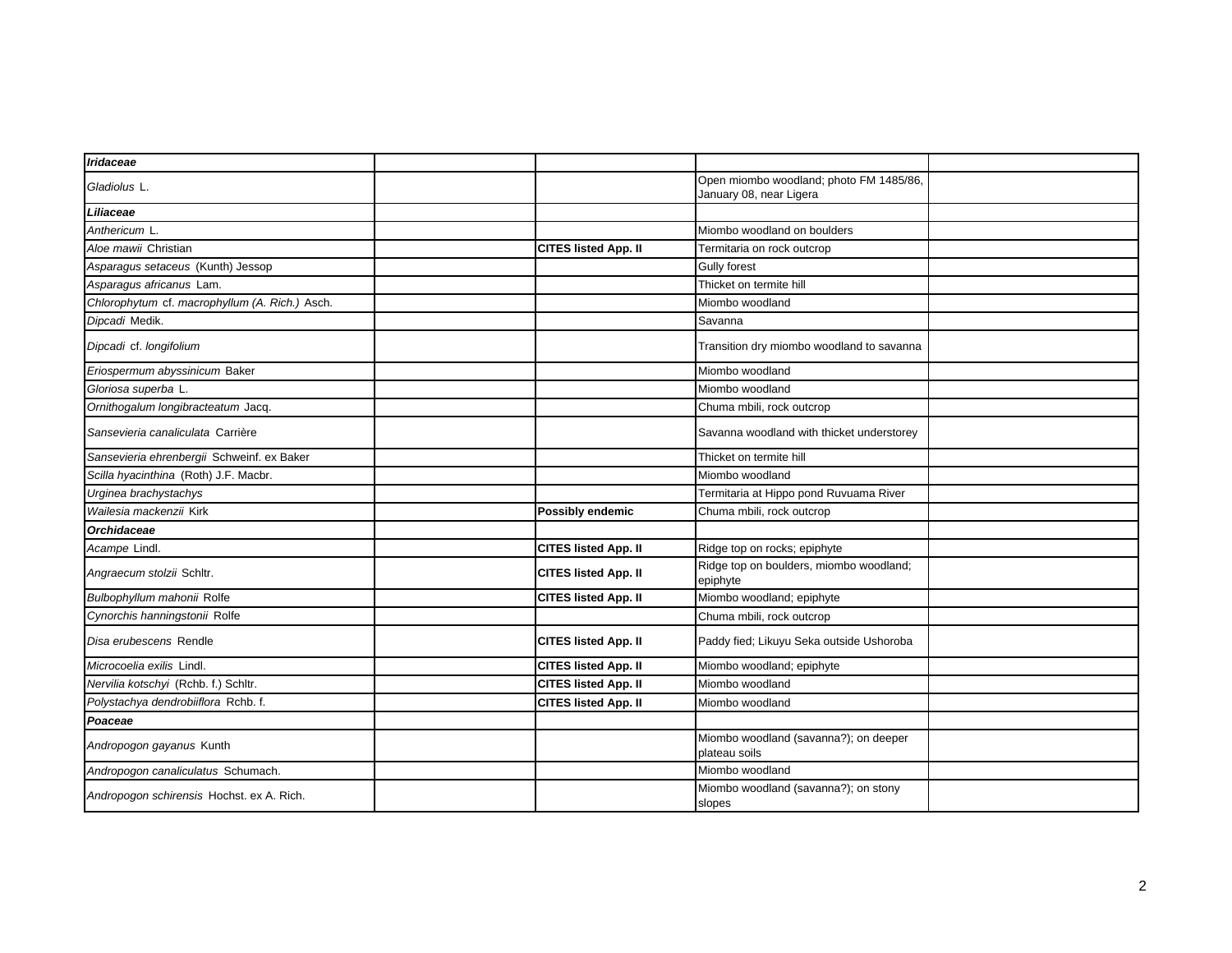| | | | | |
|---|---|---|---|---|
| ***Iridaceae*** | | | | |
| *Gladiolus* L. | | | Open miombo woodland; photo FM 1485/86, January 08, near Ligera | |
| ***Liliaceae*** | | | | |
| *Anthericum* L. | | | Miombo woodland on boulders | |
| *Aloe mawii* Christian | | **CITES listed App. II** | Termitaria on rock outcrop | |
| *Asparagus setaceus* (Kunth) Jessop | | | Gully forest | |
| *Asparagus africanus* Lam. | | | Thicket on termite hill | |
| *Chlorophytum* cf. *macrophyllum (A. Rich.)* Asch. | | | Miombo woodland | |
| *Dipcadi* Medik. | | | Savanna | |
| *Dipcadi* cf. *longifolium* | | | Transition dry miombo woodland to savanna | |
| *Eriospermum abyssinicum* Baker | | | Miombo woodland | |
| *Gloriosa superba* L. | | | Miombo woodland | |
| *Ornithogalum longibracteatum* Jacq. | | | Chuma mbili, rock outcrop | |
| *Sansevieria canaliculata* Carrière | | | Savanna woodland with thicket understorey | |
| *Sansevieria ehrenbergii* Schweinf. ex Baker | | | Thicket on termite hill | |
| *Scilla hyacinthina* (Roth) J.F. Macbr. | | | Miombo woodland | |
| *Urginea brachystachys* | | | Termitaria at Hippo pond Ruvuama River | |
| *Wailesia mackenzii* Kirk | | **Possibly endemic** | Chuma mbili, rock outcrop | |
| ***Orchidaceae*** | | | | |
| *Acampe* Lindl. | | **CITES listed App. II** | Ridge top on rocks; epiphyte | |
| *Angraecum stolzii* Schltr. | | **CITES listed App. II** | Ridge top on boulders, miombo woodland; epiphyte | |
| *Bulbophyllum mahonii* Rolfe | | **CITES listed App. II** | Miombo woodland; epiphyte | |
| *Cynorchis hanningstonii* Rolfe | | | Chuma mbili, rock outcrop | |
| *Disa erubescens* Rendle | | **CITES listed App. II** | Paddy fied; Likuyu Seka outside Ushoroba | |
| *Microcoelia exilis* Lindl. | | **CITES listed App. II** | Miombo woodland; epiphyte | |
| *Nervilia kotschyi* (Rchb. f.) Schltr. | | **CITES listed App. II** | Miombo woodland | |
| *Polystachya dendrobiiflora* Rchb. f. | | **CITES listed App. II** | Miombo woodland | |
| ***Poaceae*** | | | | |
| *Andropogon gayanus* Kunth | | | Miombo woodland (savanna?); on deeper plateau soils | |
| *Andropogon canaliculatus* Schumach. | | | Miombo woodland | |
| *Andropogon schirensis* Hochst. ex A. Rich. | | | Miombo woodland (savanna?); on stony slopes | |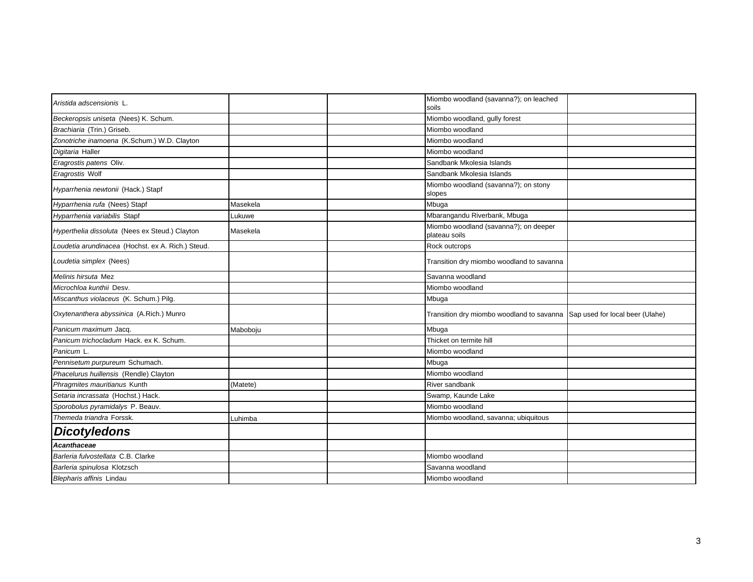| | | | | |
|---|---|---|---|---|
| *Aristida adscensionis* L. | | | Miombo woodland (savanna?); on leached soils | |
| *Beckeropsis uniseta* (Nees) K. Schum. | | | Miombo woodland, gully forest | |
| *Brachiaria* (Trin.) Griseb. | | | Miombo woodland | |
| *Zonotriche inamoena* (K.Schum.) W.D. Clayton | | | Miombo woodland | |
| *Digitaria* Haller | | | Miombo woodland | |
| *Eragrostis patens* Oliv. | | | Sandbank Mkolesia Islands | |
| *Eragrostis* Wolf | | | Sandbank Mkolesia Islands | |
| *Hyparrhenia newtonii* (Hack.) Stapf | | | Miombo woodland (savanna?); on stony slopes | |
| *Hyparrhenia rufa* (Nees) Stapf | Masekela | | Mbuga | |
| *Hyparrhenia variabilis* Stapf | Lukuwe | | Mbarangandu Riverbank, Mbuga | |
| *Hyperthelia dissoluta* (Nees ex Steud.) Clayton | Masekela | | Miombo woodland (savanna?); on deeper plateau soils | |
| *Loudetia arundinacea* (Hochst. ex A. Rich.) Steud. | | | Rock outcrops | |
| *Loudetia simplex* (Nees) | | | Transition dry miombo woodland to savanna | |
| *Melinis hirsuta* Mez | | | Savanna woodland | |
| *Microchloa kunthii* Desv. | | | Miombo woodland | |
| *Miscanthus violaceus* (K. Schum.) Pilg. | | | Mbuga | |
| *Oxytenanthera abyssinica* (A.Rich.) Munro | | | Transition dry miombo woodland to savanna | Sap used for local beer (Ulahe) |
| *Panicum maximum* Jacq. | Maboboju | | Mbuga | |
| *Panicum trichocladum* Hack. ex K. Schum. | | | Thicket on termite hill | |
| *Panicum* L. | | | Miombo woodland | |
| *Pennisetum purpureum* Schumach. | | | Mbuga | |
| *Phacelurus huillensis* (Rendle) Clayton | | | Miombo woodland | |
| *Phragmites mauritianus* Kunth | (Matete) | | River sandbank | |
| *Setaria incrassata* (Hochst.) Hack. | | | Swamp, Kaunde Lake | |
| *Sporobolus pyramidalys* P. Beauv. | | | Miombo woodland | |
| *Themeda triandra* Forssk. | Luhimba | | Miombo woodland, savanna; ubiquitous | |
| ***Dicotyledons*** | | | | |
| ***Acanthaceae*** | | | | |
| *Barleria fulvostellata* C.B. Clarke | | | Miombo woodland | |
| *Barleria spinulosa* Klotzsch | | | Savanna woodland | |
| *Blepharis affinis* Lindau | | | Miombo woodland | |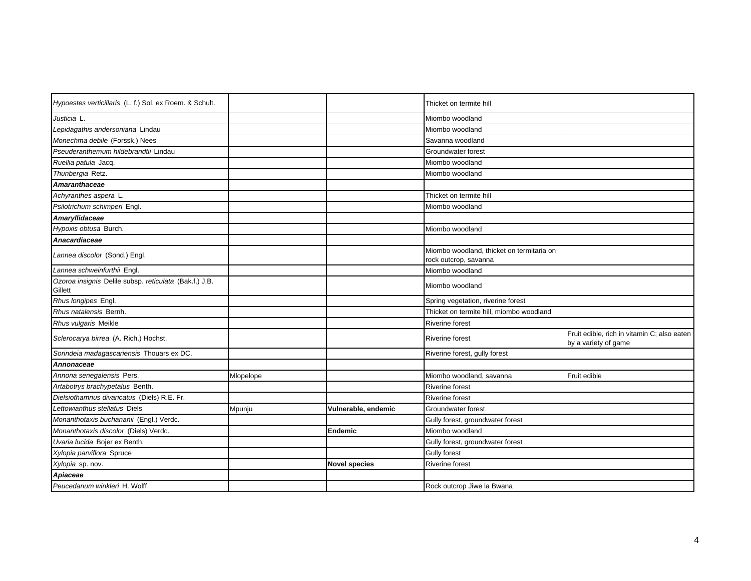| | | | | |
|---|---|---|---|---|
| *Hypoestes verticillaris* (L. f.) Sol. ex Roem. & Schult. | | | Thicket on termite hill | |
| *Justicia* L. | | | Miombo woodland | |
| *Lepidagathis andersoniana* Lindau | | | Miombo woodland | |
| *Monechma debile* (Forssk.) Nees | | | Savanna woodland | |
| *Pseuderanthemum hildebrandtii* Lindau | | | Groundwater forest | |
| *Ruellia patula* Jacq. | | | Miombo woodland | |
| *Thunbergia* Retz. | | | Miombo woodland | |
| ***Amaranthaceae*** | | | | |
| *Achyranthes aspera* L. | | | Thicket on termite hill | |
| *Psilotrichum schimperi* Engl. | | | Miombo woodland | |
| ***Amaryllidaceae*** | | | | |
| *Hypoxis obtusa* Burch. | | | Miombo woodland | |
| ***Anacardiaceae*** | | | | |
| *Lannea discolor* (Sond.) Engl. | | | Miombo woodland, thicket on termitaria on rock outcrop, savanna | |
| *Lannea schweinfurthii* Engl. | | | Miombo woodland | |
| *Ozoroa insignis* Delile subsp. *reticulata* (Bak.f.) J.B. Gillett | | | Miombo woodland | |
| *Rhus longipes* Engl. | | | Spring vegetation, riverine forest | |
| *Rhus natalensis* Bernh. | | | Thicket on termite hill, miombo woodland | |
| *Rhus vulgaris* Meikle | | | Riverine forest | |
| *Sclerocarya birrea* (A. Rich.) Hochst. | | | Riverine forest | Fruit edible, rich in vitamin C; also eaten by a variety of game |
| *Sorindeia madagascariensis* Thouars ex DC. | | | Riverine forest, gully forest | |
| ***Annonaceae*** | | | | |
| *Annona senegalensis* Pers. | Mlopelope | | Miombo woodland, savanna | Fruit edible |
| *Artabotrys brachypetalus* Benth. | | | Riverine forest | |
| *Dielsiothamnus divaricatus* (Diels) R.E. Fr. | | | Riverine forest | |
| *Lettowianthus stellatus* Diels | Mpunju | **Vulnerable, endemic** | Groundwater forest | |
| *Monanthotaxis buchananii* (Engl.) Verdc. | | | Gully forest, groundwater forest | |
| *Monanthotaxis discolor* (Diels) Verdc. | | **Endemic** | Miombo woodland | |
| *Uvaria lucida* Bojer ex Benth. | | | Gully forest, groundwater forest | |
| *Xylopia parviflora* Spruce | | | Gully forest | |
| *Xylopia* sp. nov. | | **Novel species** | Riverine forest | |
| ***Apiaceae*** | | | | |
| *Peucedanum winkleri* H. Wolff | | | Rock outcrop Jiwe la Bwana | |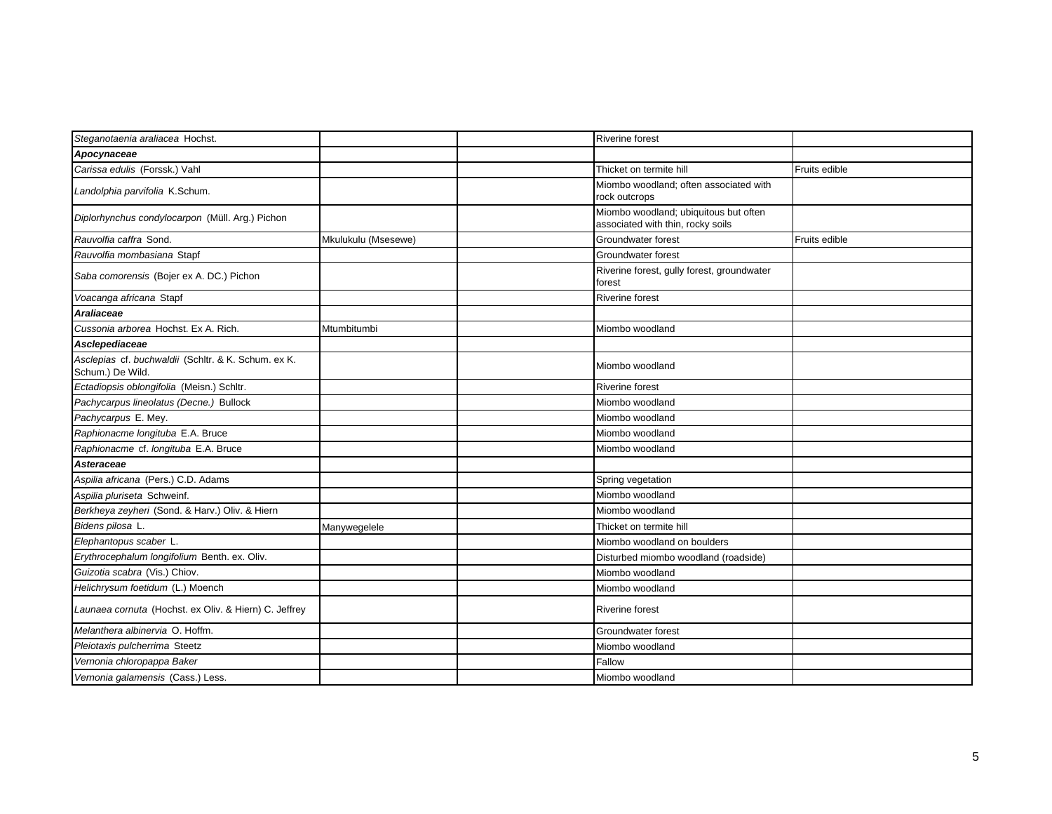| | | | | |
|---|---|---|---|---|
| *Steganotaenia araliacea* Hochst. | | | Riverine forest | |
| ***Apocynaceae*** | | | | |
| *Carissa edulis* (Forssk.) Vahl | | | Thicket on termite hill | Fruits edible |
| *Landolphia parvifolia* K.Schum. | | | Miombo woodland; often associated with rock outcrops | |
| *Diplorhynchus condylocarpon* (Müll. Arg.) Pichon | | | Miombo woodland; ubiquitous but often associated with thin, rocky soils | |
| *Rauvolfia caffra* Sond. | Mkulukulu (Msesewe) | | Groundwater forest | Fruits edible |
| *Rauvolfia mombasiana* Stapf | | | Groundwater forest | |
| *Saba comorensis* (Bojer ex A. DC.) Pichon | | | Riverine forest, gully forest, groundwater forest | |
| *Voacanga africana* Stapf | | | Riverine forest | |
| ***Araliaceae*** | | | | |
| *Cussonia arborea* Hochst. Ex A. Rich. | Mtumbitumbi | | Miombo woodland | |
| ***Asclepediaceae*** | | | | |
| *Asclepias* cf. *buchwaldii* (Schltr. & K. Schum. ex K. Schum.) De Wild. | | | Miombo woodland | |
| *Ectadiopsis oblongifolia* (Meisn.) Schltr. | | | Riverine forest | |
| *Pachycarpus lineolatus (Decne.)* Bullock | | | Miombo woodland | |
| *Pachycarpus* E. Mey. | | | Miombo woodland | |
| *Raphionacme longituba* E.A. Bruce | | | Miombo woodland | |
| *Raphionacme* cf. *longituba* E.A. Bruce | | | Miombo woodland | |
| ***Asteraceae*** | | | | |
| *Aspilia africana* (Pers.) C.D. Adams | | | Spring vegetation | |
| *Aspilia pluriseta* Schweinf. | | | Miombo woodland | |
| *Berkheya zeyheri* (Sond. & Harv.) Oliv. & Hiern | | | Miombo woodland | |
| *Bidens pilosa* L. | Manywegelele | | Thicket on termite hill | |
| *Elephantopus scaber* L. | | | Miombo woodland on boulders | |
| *Erythrocephalum longifolium* Benth. ex. Oliv. | | | Disturbed miombo woodland (roadside) | |
| *Guizotia scabra* (Vis.) Chiov. | | | Miombo woodland | |
| *Helichrysum foetidum* (L.) Moench | | | Miombo woodland | |
| *Launaea cornuta* (Hochst. ex Oliv. & Hiern) C. Jeffrey | | | Riverine forest | |
| *Melanthera albinervia* O. Hoffm. | | | Groundwater forest | |
| *Pleiotaxis pulcherrima* Steetz | | | Miombo woodland | |
| *Vernonia chloropappa Baker* | | | Fallow | |
| *Vernonia galamensis* (Cass.) Less. | | | Miombo woodland | |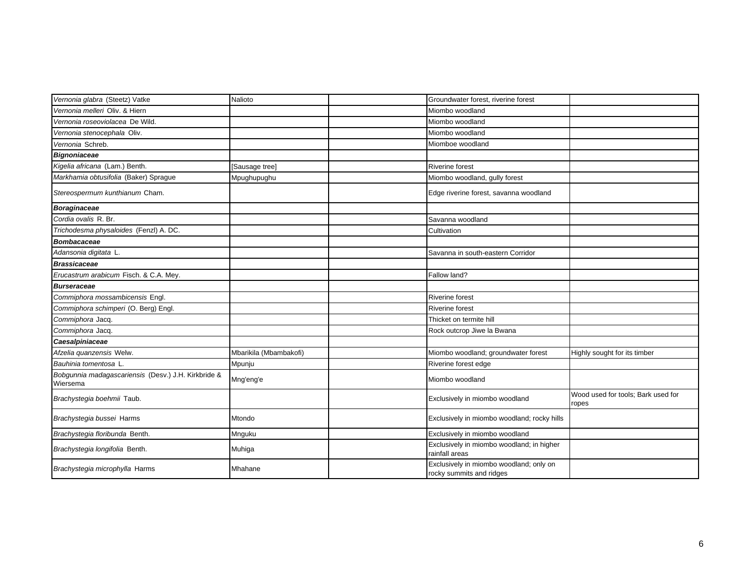| | | | | |
|---|---|---|---|---|
| *Vernonia glabra* (Steetz) Vatke | Nalioto | | Groundwater forest, riverine forest | |
| *Vernonia melleri* Oliv. & Hiern | | | Miombo woodland | |
| *Vernonia roseoviolacea* De Wild. | | | Miombo woodland | |
| *Vernonia stenocephala* Oliv. | | | Miombo woodland | |
| *Vernonia* Schreb. | | | Miomboe woodland | |
| ***Bignoniaceae*** | | | | |
| *Kigelia africana* (Lam.) Benth. | [Sausage tree] | | Riverine forest | |
| *Markhamia obtusifolia* (Baker) Sprague | Mpughupughu | | Miombo woodland, gully forest | |
| *Stereospermum kunthianum* Cham. | | | Edge riverine forest, savanna woodland | |
| ***Boraginaceae*** | | | | |
| *Cordia ovalis* R. Br. | | | Savanna woodland | |
| *Trichodesma physaloides* (Fenzl) A. DC. | | | Cultivation | |
| ***Bombacaceae*** | | | | |
| *Adansonia digitata* L. | | | Savanna in south-eastern Corridor | |
| ***Brassicaceae*** | | | | |
| *Erucastrum arabicum* Fisch. & C.A. Mey. | | | Fallow land? | |
| ***Burseraceae*** | | | | |
| *Commiphora mossambicensis* Engl. | | | Riverine forest | |
| *Commiphora schimperi* (O. Berg) Engl. | | | Riverine forest | |
| *Commiphora* Jacq. | | | Thicket on termite hill | |
| *Commiphora* Jacq. | | | Rock outcrop Jiwe la Bwana | |
| ***Caesalpiniaceae*** | | | | |
| *Afzelia quanzensis* Welw. | Mbarikila (Mbambakofi) | | Miombo woodland; groundwater forest | Highly sought for its timber |
| *Bauhinia tomentosa* L. | Mpunju | | Riverine forest edge | |
| *Bobgunnia madagascariensis* (Desv.) J.H. Kirkbride & Wiersema | Mng'eng'e | | Miombo woodland | |
| *Brachystegia boehmii* Taub. | | | Exclusively in miombo woodland | Wood used for tools; Bark used for ropes |
| *Brachystegia bussei* Harms | Mtondo | | Exclusively in miombo woodland; rocky hills | |
| *Brachystegia floribunda* Benth. | Mnguku | | Exclusively in miombo woodland | |
| *Brachystegia longifolia* Benth. | Muhiga | | Exclusively in miombo woodland; in higher rainfall areas | |
| *Brachystegia microphylla* Harms | Mhahane | | Exclusively in miombo woodland; only on rocky summits and ridges | |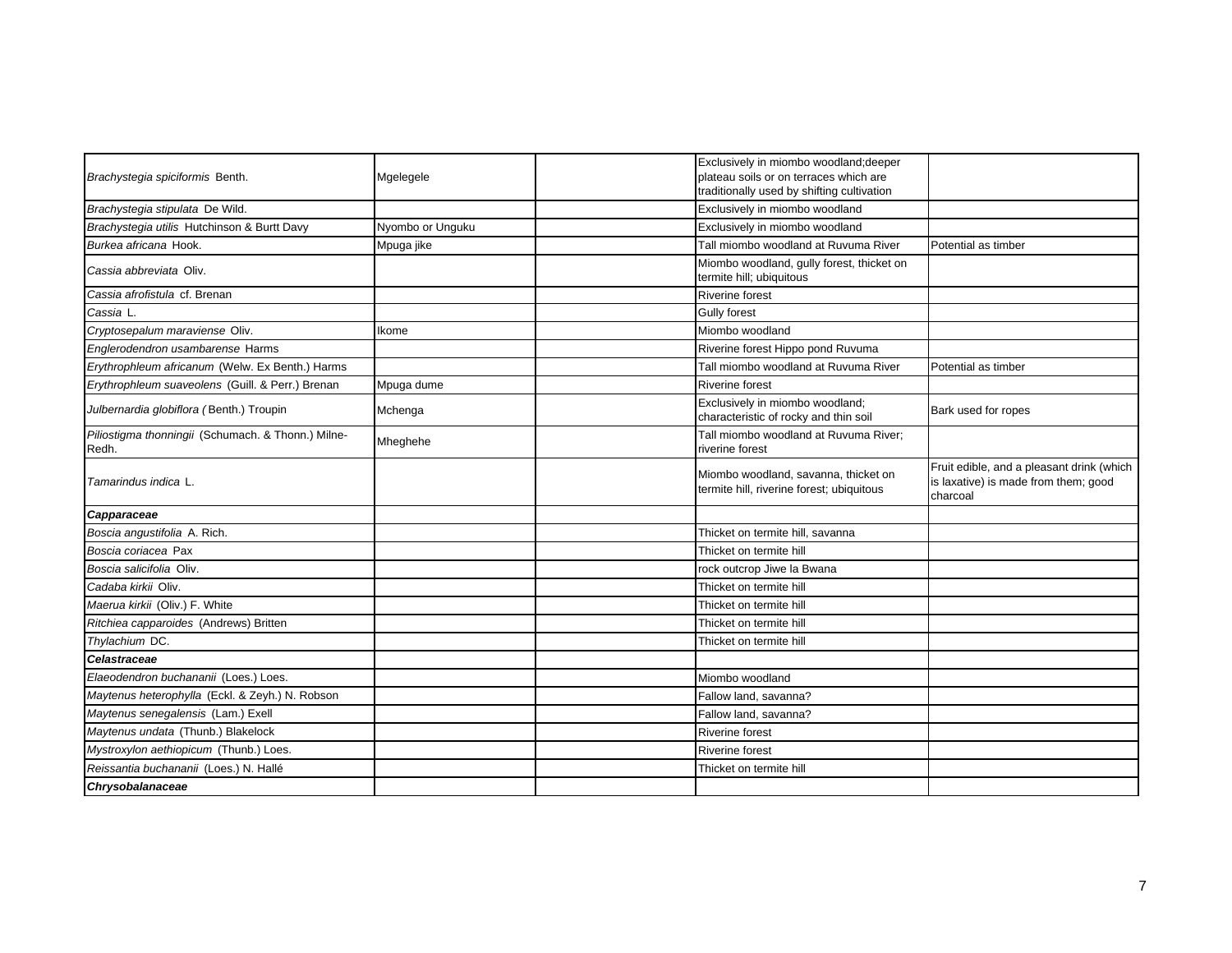| | | | | |
|---|---|---|---|---|
| *Brachystegia spiciformis* Benth. | Mgelegele | | Exclusively in miombo woodland;deeper plateau soils or on terraces which are traditionally used by shifting cultivation | |
| *Brachystegia stipulata* De Wild. | | | Exclusively in miombo woodland | |
| *Brachystegia utilis* Hutchinson & Burtt Davy | Nyombo or Unguku | | Exclusively in miombo woodland | |
| *Burkea africana* Hook. | Mpuga jike | | Tall miombo woodland at Ruvuma River | Potential as timber |
| *Cassia abbreviata* Oliv. | | | Miombo woodland, gully forest, thicket on termite hill; ubiquitous | |
| *Cassia afrofistula* cf. Brenan | | | Riverine forest | |
| *Cassia* L. | | | Gully forest | |
| *Cryptosepalum maraviense* Oliv. | Ikome | | Miombo woodland | |
| *Englerodendron usambarense* Harms | | | Riverine forest Hippo pond Ruvuma | |
| *Erythrophleum africanum* (Welw. Ex Benth.) Harms | | | Tall miombo woodland at Ruvuma River | Potential as timber |
| *Erythrophleum suaveolens* (Guill. & Perr.) Brenan | Mpuga dume | | Riverine forest | |
| *Julbernardia globiflora (* Benth.) Troupin | Mchenga | | Exclusively in miombo woodland; characteristic of rocky and thin soil | Bark used for ropes |
| *Piliostigma thonningii* (Schumach. & Thonn.) Milne-Redh. | Mheghehe | | Tall miombo woodland at Ruvuma River; riverine forest | |
| *Tamarindus indica* L. | | | Miombo woodland, savanna, thicket on termite hill, riverine forest; ubiquitous | Fruit edible, and a pleasant drink (which is laxative) is made from them; good charcoal |
| ***Capparaceae*** | | | | |
| *Boscia angustifolia* A. Rich. | | | Thicket on termite hill, savanna | |
| *Boscia coriacea* Pax | | | Thicket on termite hill | |
| *Boscia salicifolia* Oliv. | | | rock outcrop Jiwe la Bwana | |
| *Cadaba kirkii* Oliv. | | | Thicket on termite hill | |
| *Maerua kirkii* (Oliv.) F. White | | | Thicket on termite hill | |
| *Ritchiea capparoides* (Andrews) Britten | | | Thicket on termite hill | |
| *Thylachium* DC. | | | Thicket on termite hill | |
| ***Celastraceae*** | | | | |
| *Elaeodendron buchananii* (Loes.) Loes. | | | Miombo woodland | |
| *Maytenus heterophylla* (Eckl. & Zeyh.) N. Robson | | | Fallow land, savanna? | |
| *Maytenus senegalensis* (Lam.) Exell | | | Fallow land, savanna? | |
| *Maytenus undata* (Thunb.) Blakelock | | | Riverine forest | |
| *Mystroxylon aethiopicum* (Thunb.) Loes. | | | Riverine forest | |
| *Reissantia buchananii* (Loes.) N. Hallé | | | Thicket on termite hill | |
| ***Chrysobalanaceae*** | | | | |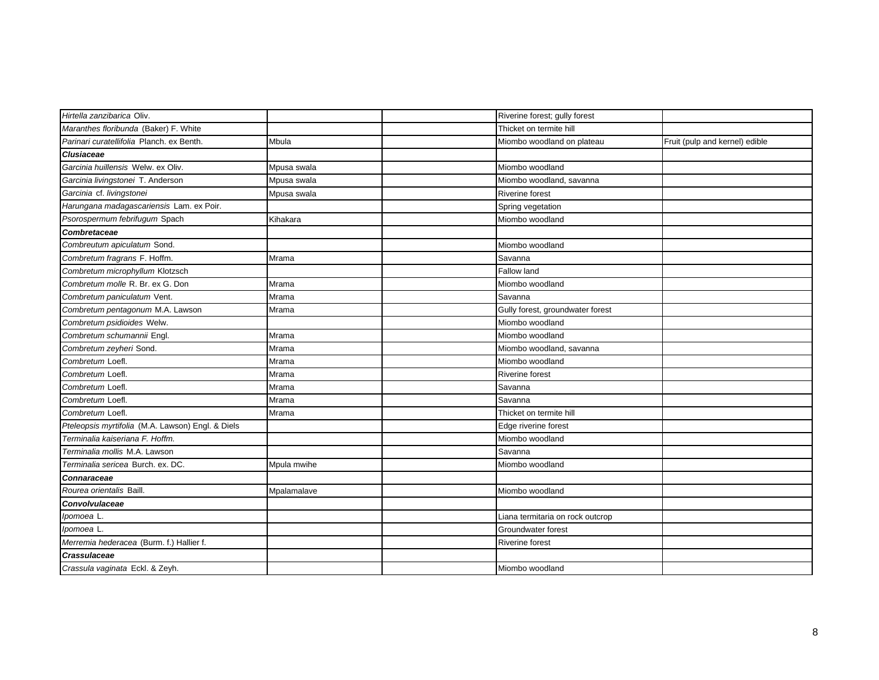| | | | | |
|---|---|---|---|---|
| *Hirtella zanzibarica* Oliv. | | | Riverine forest; gully forest | |
| *Maranthes floribunda* (Baker) F. White | | | Thicket on termite hill | |
| *Parinari curatellifolia* Planch. ex Benth. | Mbula | | Miombo woodland on plateau | Fruit (pulp and kernel) edible |
| ***Clusiaceae*** | | | | |
| *Garcinia huillensis* Welw. ex Oliv. | Mpusa swala | | Miombo woodland | |
| *Garcinia livingstonei* T. Anderson | Mpusa swala | | Miombo woodland, savanna | |
| *Garcinia* cf. *livingstonei* | Mpusa swala | | Riverine forest | |
| *Harungana madagascariensis* Lam. ex Poir. | | | Spring vegetation | |
| *Psorospermum febrifugum* Spach | Kihakara | | Miombo woodland | |
| ***Combretaceae*** | | | | |
| *Combreutum apiculatum* Sond. | | | Miombo woodland | |
| *Combretum fragrans* F. Hoffm. | Mrama | | Savanna | |
| *Combretum microphyllum* Klotzsch | | | Fallow land | |
| *Combretum molle* R. Br. ex G. Don | Mrama | | Miombo woodland | |
| *Combretum paniculatum* Vent. | Mrama | | Savanna | |
| *Combretum pentagonum* M.A. Lawson | Mrama | | Gully forest, groundwater forest | |
| *Combretum psidioides* Welw. | | | Miombo woodland | |
| *Combretum schumannii* Engl. | Mrama | | Miombo woodland | |
| *Combretum zeyheri* Sond. | Mrama | | Miombo woodland, savanna | |
| *Combretum* Loefl. | Mrama | | Miombo woodland | |
| *Combretum* Loefl. | Mrama | | Riverine forest | |
| *Combretum* Loefl. | Mrama | | Savanna | |
| *Combretum* Loefl. | Mrama | | Savanna | |
| *Combretum* Loefl. | Mrama | | Thicket on termite hill | |
| *Pteleopsis myrtifolia* (M.A. Lawson) Engl. & Diels | | | Edge riverine forest | |
| *Terminalia kaiseriana F. Hoffm.* | | | Miombo woodland | |
| *Terminalia mollis* M.A. Lawson | | | Savanna | |
| *Terminalia sericea* Burch. ex. DC. | Mpula mwihe | | Miombo woodland | |
| ***Connaraceae*** | | | | |
| *Rourea orientalis* Baill. | Mpalamalave | | Miombo woodland | |
| ***Convolvulaceae*** | | | | |
| *Ipomoea* L. | | | Liana termitaria on rock outcrop | |
| *Ipomoea* L. | | | Groundwater forest | |
| *Merremia hederacea* (Burm. f.) Hallier f. | | | Riverine forest | |
| ***Crassulaceae*** | | | | |
| *Crassula vaginata* Eckl. & Zeyh. | | | Miombo woodland | |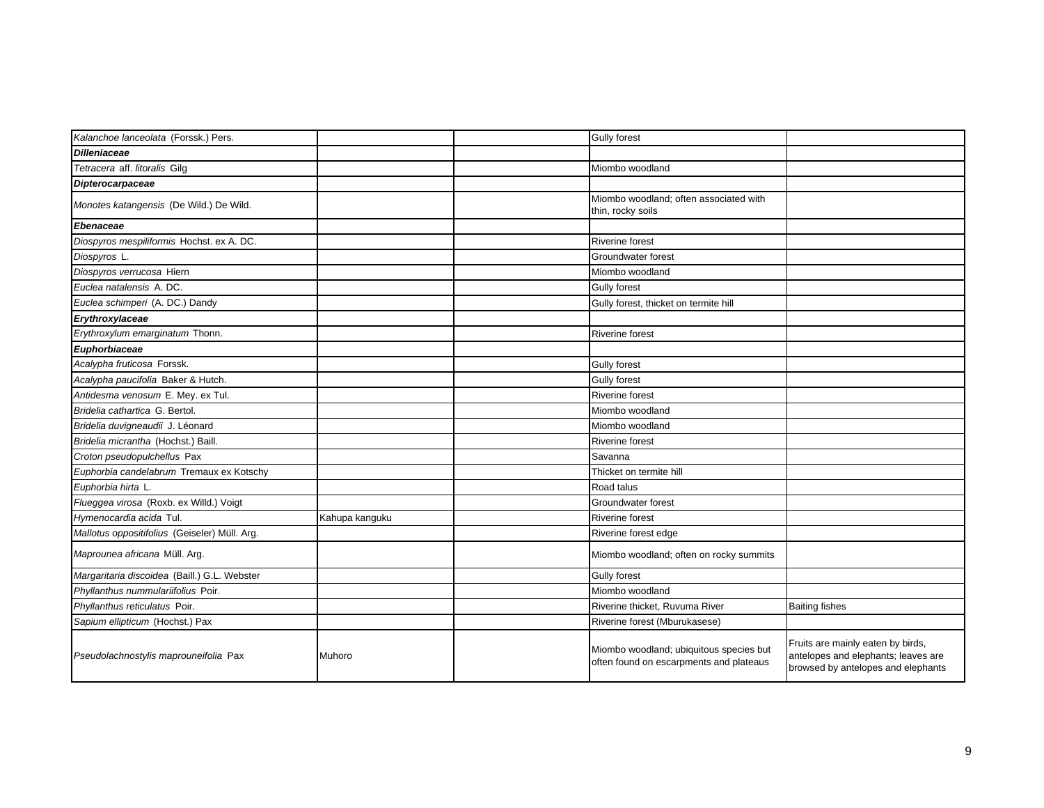| | | | | |
|---|---|---|---|---|
| *Kalanchoe lanceolata* (Forssk.) Pers. | | | Gully forest | |
| ***Dilleniaceae*** | | | | |
| *Tetracera* aff. *litoralis* Gilg | | | Miombo woodland | |
| ***Dipterocarpaceae*** | | | | |
| *Monotes katangensis* (De Wild.) De Wild. | | | Miombo woodland; often associated with thin, rocky soils | |
| ***Ebenaceae*** | | | | |
| *Diospyros mespiliformis* Hochst. ex A. DC. | | | Riverine forest | |
| *Diospyros* L. | | | Groundwater forest | |
| *Diospyros verrucosa* Hiern | | | Miombo woodland | |
| *Euclea natalensis* A. DC. | | | Gully forest | |
| *Euclea schimperi* (A. DC.) Dandy | | | Gully forest, thicket on termite hill | |
| ***Erythroxylaceae*** | | | | |
| *Erythroxylum emarginatum* Thonn. | | | Riverine forest | |
| ***Euphorbiaceae*** | | | | |
| *Acalypha fruticosa* Forssk. | | | Gully forest | |
| *Acalypha paucifolia* Baker & Hutch. | | | Gully forest | |
| *Antidesma venosum* E. Mey. ex Tul. | | | Riverine forest | |
| *Bridelia cathartica* G. Bertol. | | | Miombo woodland | |
| *Bridelia duvigneaudii* J. Léonard | | | Miombo woodland | |
| *Bridelia micrantha* (Hochst.) Baill. | | | Riverine forest | |
| *Croton pseudopulchellus* Pax | | | Savanna | |
| *Euphorbia candelabrum* Tremaux ex Kotschy | | | Thicket on termite hill | |
| *Euphorbia hirta* L. | | | Road talus | |
| *Flueggea virosa* (Roxb. ex Willd.) Voigt | | | Groundwater forest | |
| *Hymenocardia acida* Tul. | Kahupa kanguku | | Riverine forest | |
| *Mallotus oppositifolius* (Geiseler) Müll. Arg. | | | Riverine forest edge | |
| *Maprounea africana* Müll. Arg. | | | Miombo woodland; often on rocky summits | |
| *Margaritaria discoidea* (Baill.) G.L. Webster | | | Gully forest | |
| *Phyllanthus nummulariifolius* Poir. | | | Miombo woodland | |
| *Phyllanthus reticulatus* Poir. | | | Riverine thicket, Ruvuma River | Baiting fishes |
| *Sapium ellipticum* (Hochst.) Pax | | | Riverine forest (Mburukasese) | |
| *Pseudolachnostylis maprouneifolia* Pax | Muhoro | | Miombo woodland; ubiquitous species but often found on escarpments and plateaus | Fruits are mainly eaten by birds, antelopes and elephants; leaves are browsed by antelopes and elephants |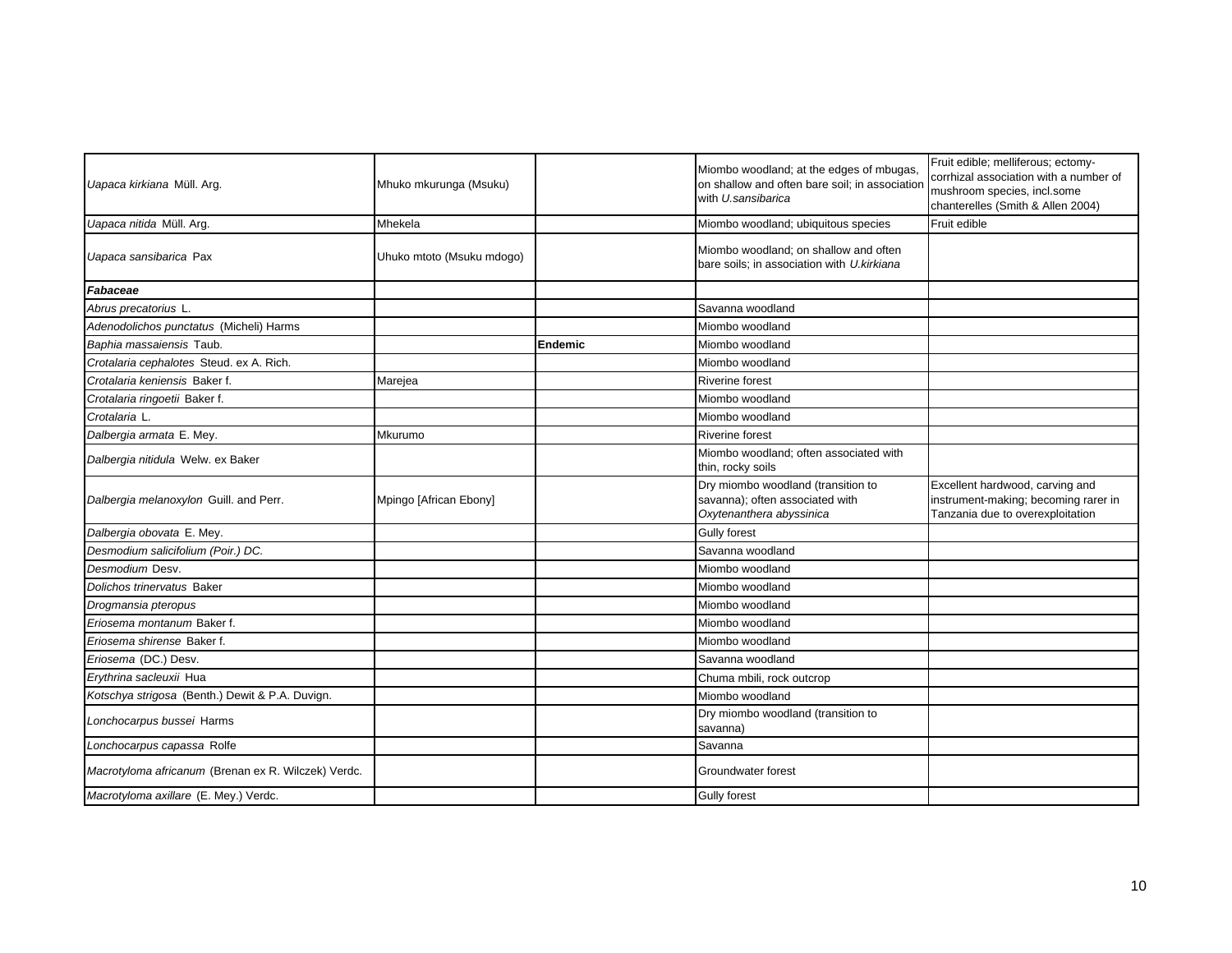| | | | | |
|---|---|---|---|---|
| *Uapaca kirkiana* Müll. Arg. | Mhuko mkurunga (Msuku) | | Miombo woodland; at the edges of mbugas, on shallow and often bare soil; in association with *U.sansibarica* | Fruit edible; melliferous; ectomy-corrhizal association with a number of mushroom species, incl.some chanterelles (Smith & Allen 2004) |
| *Uapaca nitida* Müll. Arg. | Mhekela | | Miombo woodland; ubiquitous species | Fruit edible |
| *Uapaca sansibarica* Pax | Uhuko mtoto (Msuku mdogo) | | Miombo woodland; on shallow and often bare soils; in association with *U.kirkiana* | |
| ***Fabaceae*** | | | | |
| *Abrus precatorius* L. | | | Savanna woodland | |
| *Adenodolichos punctatus* (Micheli) Harms | | | Miombo woodland | |
| *Baphia massaiensis* Taub. | | **Endemic** | Miombo woodland | |
| *Crotalaria cephalotes* Steud. ex A. Rich. | | | Miombo woodland | |
| *Crotalaria keniensis* Baker f. | Marejea | | Riverine forest | |
| *Crotalaria ringoetii* Baker f. | | | Miombo woodland | |
| *Crotalaria* L. | | | Miombo woodland | |
| *Dalbergia armata* E. Mey. | Mkurumo | | Riverine forest | |
| *Dalbergia nitidula* Welw. ex Baker | | | Miombo woodland; often associated with thin, rocky soils | |
| *Dalbergia melanoxylon* Guill. and Perr. | Mpingo [African Ebony] | | Dry miombo woodland (transition to savanna); often associated with *Oxytenanthera abyssinica* | Excellent hardwood, carving and instrument-making; becoming rarer in Tanzania due to overexploitation |
| *Dalbergia obovata* E. Mey. | | | Gully forest | |
| *Desmodium salicifolium (Poir.) DC.* | | | Savanna woodland | |
| *Desmodium* Desv. | | | Miombo woodland | |
| *Dolichos trinervatus* Baker | | | Miombo woodland | |
| *Drogmansia pteropus* | | | Miombo woodland | |
| *Eriosema montanum* Baker f. | | | Miombo woodland | |
| *Eriosema shirense* Baker f. | | | Miombo woodland | |
| *Eriosema* (DC.) Desv. | | | Savanna woodland | |
| *Erythrina sacleuxii* Hua | | | Chuma mbili, rock outcrop | |
| *Kotschya strigosa* (Benth.) Dewit & P.A. Duvign. | | | Miombo woodland | |
| *Lonchocarpus bussei* Harms | | | Dry miombo woodland (transition to savanna) | |
| *Lonchocarpus capassa* Rolfe | | | Savanna | |
| *Macrotyloma africanum* (Brenan ex R. Wilczek) Verdc. | | | Groundwater forest | |
| *Macrotyloma axillare* (E. Mey.) Verdc. | | | Gully forest | |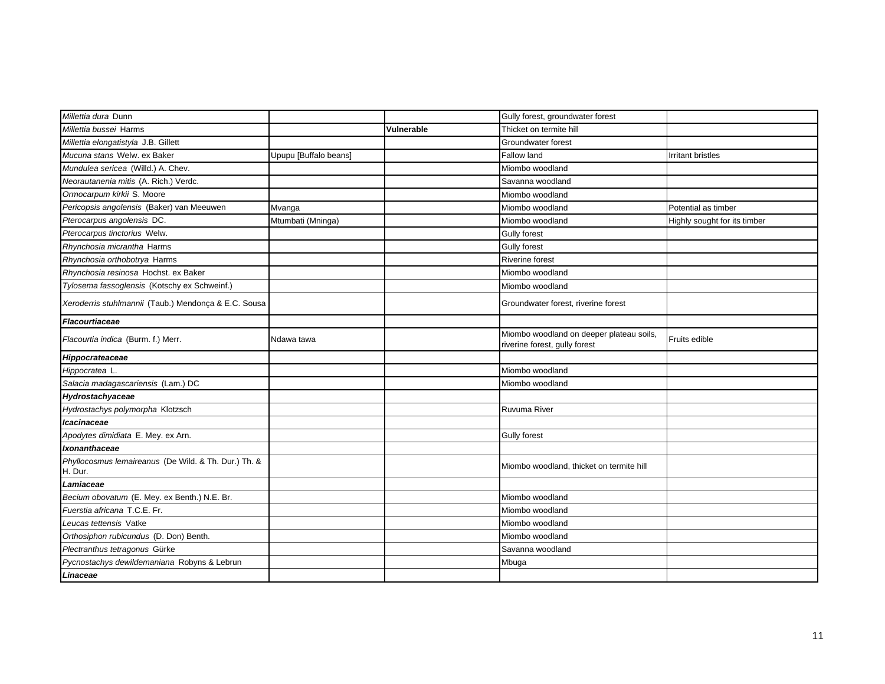| | | | | |
|---|---|---|---|---|
| *Millettia dura* Dunn | | | Gully forest, groundwater forest | |
| *Millettia bussei* Harms | | **Vulnerable** | Thicket on termite hill | |
| *Millettia elongatistyla* J.B. Gillett | | | Groundwater forest | |
| *Mucuna stans* Welw. ex Baker | Upupu [Buffalo beans] | | Fallow land | Irritant bristles |
| *Mundulea sericea* (Willd.) A. Chev. | | | Miombo woodland | |
| *Neorautanenia mitis* (A. Rich.) Verdc. | | | Savanna woodland | |
| *Ormocarpum kirkii* S. Moore | | | Miombo woodland | |
| *Pericopsis angolensis* (Baker) van Meeuwen | Mvanga | | Miombo woodland | Potential as timber |
| *Pterocarpus angolensis* DC. | Mtumbati (Mninga) | | Miombo woodland | Highly sought for its timber |
| *Pterocarpus tinctorius* Welw. | | | Gully forest | |
| *Rhynchosia micrantha* Harms | | | Gully forest | |
| *Rhynchosia orthobotrya* Harms | | | Riverine forest | |
| *Rhynchosia resinosa* Hochst. ex Baker | | | Miombo woodland | |
| *Tylosema fassoglensis* (Kotschy ex Schweinf.) | | | Miombo woodland | |
| *Xeroderris stuhlmannii* (Taub.) Mendonça & E.C. Sousa | | | Groundwater forest, riverine forest | |
| ***Flacourtiaceae*** | | | | |
| *Flacourtia indica* (Burm. f.) Merr. | Ndawa tawa | | Miombo woodland on deeper plateau soils, riverine forest, gully forest | Fruits edible |
| ***Hippocrateaceae*** | | | | |
| *Hippocratea* L. | | | Miombo woodland | |
| *Salacia madagascariensis* (Lam.) DC | | | Miombo woodland | |
| ***Hydrostachyaceae*** | | | | |
| *Hydrostachys polymorpha* Klotzsch | | | Ruvuma River | |
| ***Icacinaceae*** | | | | |
| *Apodytes dimidiata* E. Mey. ex Arn. | | | Gully forest | |
| ***Ixonanthaceae*** | | | | |
| *Phyllocosmus lemaireanus* (De Wild. & Th. Dur.) Th. & H. Dur. | | | Miombo woodland, thicket on termite hill | |
| ***Lamiaceae*** | | | | |
| *Becium obovatum* (E. Mey. ex Benth.) N.E. Br. | | | Miombo woodland | |
| *Fuerstia africana* T.C.E. Fr. | | | Miombo woodland | |
| *Leucas tettensis* Vatke | | | Miombo woodland | |
| *Orthosiphon rubicundus* (D. Don) Benth. | | | Miombo woodland | |
| *Plectranthus tetragonus* Gürke | | | Savanna woodland | |
| *Pycnostachys dewildemaniana* Robyns & Lebrun | | | Mbuga | |
| ***Linaceae*** | | | | |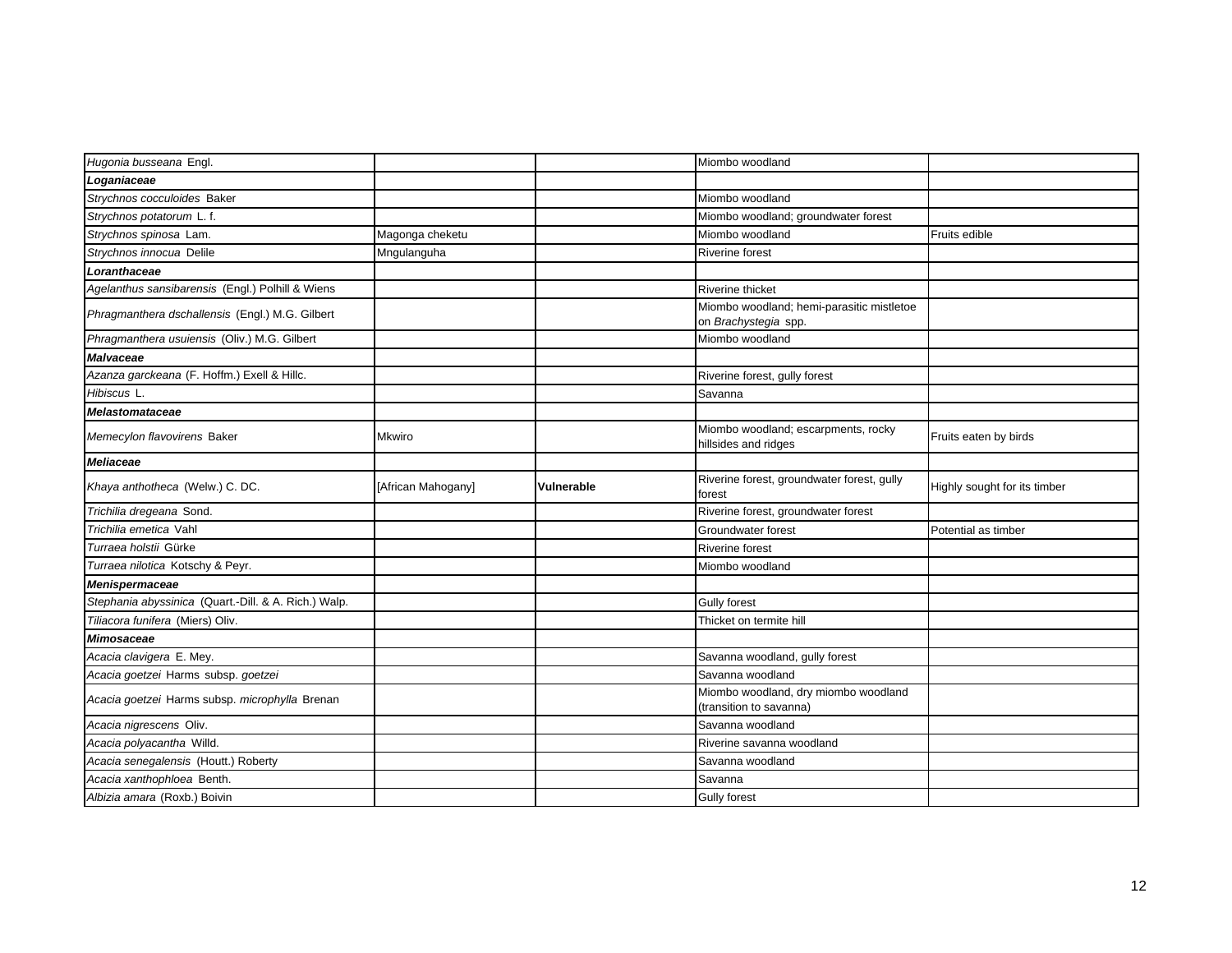| | | | | |
|---|---|---|---|---|
| *Hugonia busseana* Engl. | | | Miombo woodland | |
| ***Loganiaceae*** | | | | |
| *Strychnos cocculoides* Baker | | | Miombo woodland | |
| *Strychnos potatorum* L. f. | | | Miombo woodland; groundwater forest | |
| *Strychnos spinosa* Lam. | Magonga cheketu | | Miombo woodland | Fruits edible |
| *Strychnos innocua* Delile | Mngulanguha | | Riverine forest | |
| ***Loranthaceae*** | | | | |
| *Agelanthus sansibarensis* (Engl.) Polhill & Wiens | | | Riverine thicket | |
| *Phragmanthera dschallensis* (Engl.) M.G. Gilbert | | | Miombo woodland; hemi-parasitic mistletoe on *Brachystegia* spp. | |
| *Phragmanthera usuiensis* (Oliv.) M.G. Gilbert | | | Miombo woodland | |
| ***Malvaceae*** | | | | |
| *Azanza garckeana* (F. Hoffm.) Exell & Hillc. | | | Riverine forest, gully forest | |
| *Hibiscus* L. | | | Savanna | |
| ***Melastomataceae*** | | | | |
| *Memecylon flavovirens* Baker | Mkwiro | | Miombo woodland; escarpments, rocky hillsides and ridges | Fruits eaten by birds |
| ***Meliaceae*** | | | | |
| *Khaya anthotheca* (Welw.) C. DC. | [African Mahogany] | **Vulnerable** | Riverine forest, groundwater forest, gully forest | Highly sought for its timber |
| *Trichilia dregeana* Sond. | | | Riverine forest, groundwater forest | |
| *Trichilia emetica* Vahl | | | Groundwater forest | Potential as timber |
| *Turraea holstii* Gürke | | | Riverine forest | |
| *Turraea nilotica* Kotschy & Peyr. | | | Miombo woodland | |
| ***Menispermaceae*** | | | | |
| *Stephania abyssinica* (Quart.-Dill. & A. Rich.) Walp. | | | Gully forest | |
| *Tiliacora funifera* (Miers) Oliv. | | | Thicket on termite hill | |
| ***Mimosaceae*** | | | | |
| *Acacia clavigera* E. Mey. | | | Savanna woodland, gully forest | |
| *Acacia goetzei* Harms subsp. *goetzei* | | | Savanna woodland | |
| *Acacia goetzei* Harms subsp. *microphylla* Brenan | | | Miombo woodland, dry miombo woodland (transition to savanna) | |
| *Acacia nigrescens* Oliv. | | | Savanna woodland | |
| *Acacia polyacantha* Willd. | | | Riverine savanna woodland | |
| *Acacia senegalensis* (Houtt.) Roberty | | | Savanna woodland | |
| *Acacia xanthophloea* Benth. | | | Savanna | |
| *Albizia amara* (Roxb.) Boivin | | | Gully forest | |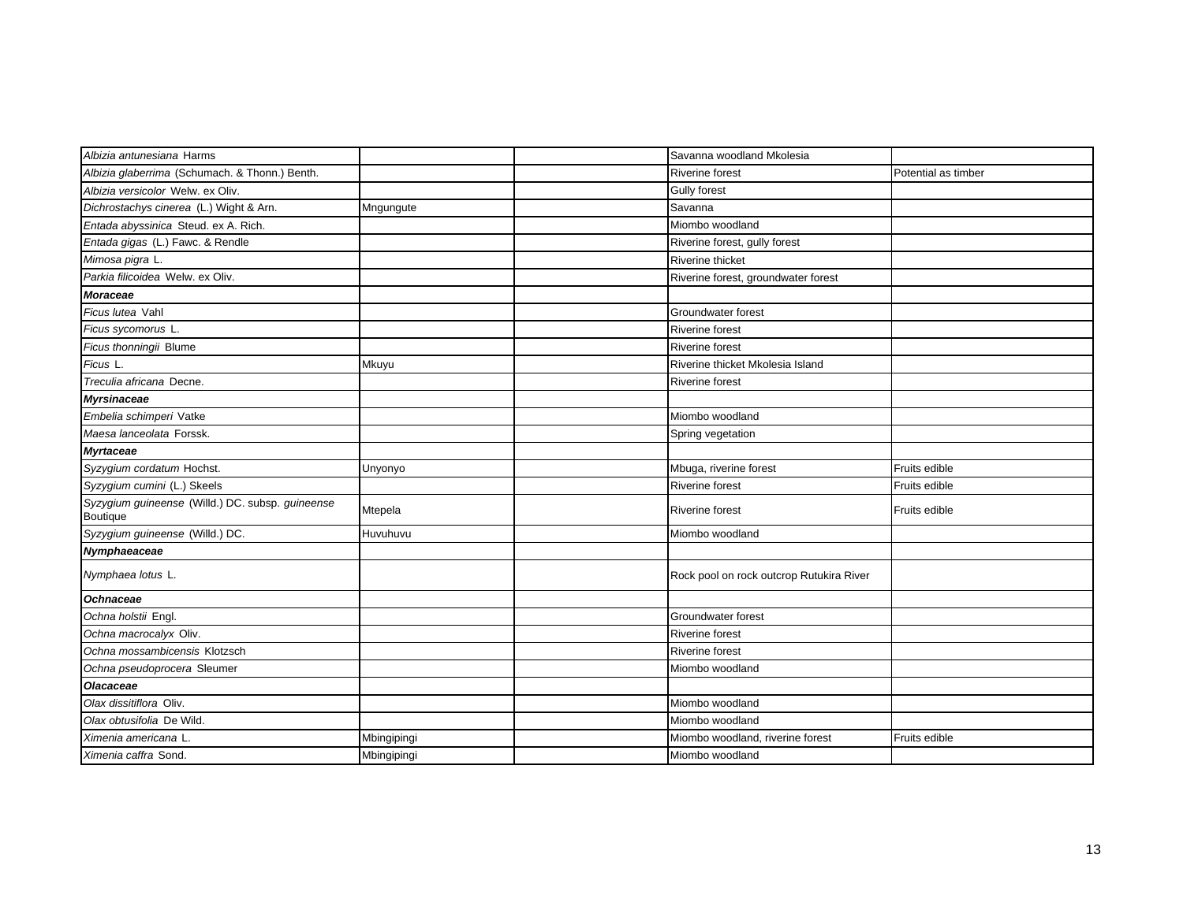| | | | | |
|---|---|---|---|---|
| *Albizia antunesiana* Harms | | | Savanna woodland Mkolesia | |
| *Albizia glaberrima* (Schumach. & Thonn.) Benth. | | | Riverine forest | Potential as timber |
| *Albizia versicolor* Welw. ex Oliv. | | | Gully forest | |
| *Dichrostachys cinerea* (L.) Wight & Arn. | Mngungute | | Savanna | |
| *Entada abyssinica* Steud. ex A. Rich. | | | Miombo woodland | |
| *Entada gigas* (L.) Fawc. & Rendle | | | Riverine forest, gully forest | |
| *Mimosa pigra* L. | | | Riverine thicket | |
| *Parkia filicoidea* Welw. ex Oliv. | | | Riverine forest, groundwater forest | |
| ***Moraceae*** | | | | |
| *Ficus lutea* Vahl | | | Groundwater forest | |
| *Ficus sycomorus* L. | | | Riverine forest | |
| *Ficus thonningii* Blume | | | Riverine forest | |
| *Ficus* L. | Mkuyu | | Riverine thicket Mkolesia Island | |
| *Treculia africana* Decne. | | | Riverine forest | |
| ***Myrsinaceae*** | | | | |
| *Embelia schimperi* Vatke | | | Miombo woodland | |
| *Maesa lanceolata* Forssk. | | | Spring vegetation | |
| ***Myrtaceae*** | | | | |
| *Syzygium cordatum* Hochst. | Unyonyo | | Mbuga, riverine forest | Fruits edible |
| *Syzygium cumini* (L.) Skeels | | | Riverine forest | Fruits edible |
| *Syzygium guineense* (Willd.) DC. subsp. *guineense* Boutique | Mtepela | | Riverine forest | Fruits edible |
| *Syzygium guineense* (Willd.) DC. | Huvuhuvu | | Miombo woodland | |
| ***Nymphaeaceae*** | | | | |
| *Nymphaea lotus* L. | | | Rock pool on rock outcrop Rutukira River | |
| ***Ochnaceae*** | | | | |
| *Ochna holstii* Engl. | | | Groundwater forest | |
| *Ochna macrocalyx* Oliv. | | | Riverine forest | |
| *Ochna mossambicensis* Klotzsch | | | Riverine forest | |
| *Ochna pseudoprocera* Sleumer | | | Miombo woodland | |
| ***Olacaceae*** | | | | |
| *Olax dissitiflora* Oliv. | | | Miombo woodland | |
| *Olax obtusifolia* De Wild. | | | Miombo woodland | |
| *Ximenia americana* L. | Mbingipingi | | Miombo woodland, riverine forest | Fruits edible |
| *Ximenia caffra* Sond. | Mbingipingi | | Miombo woodland | |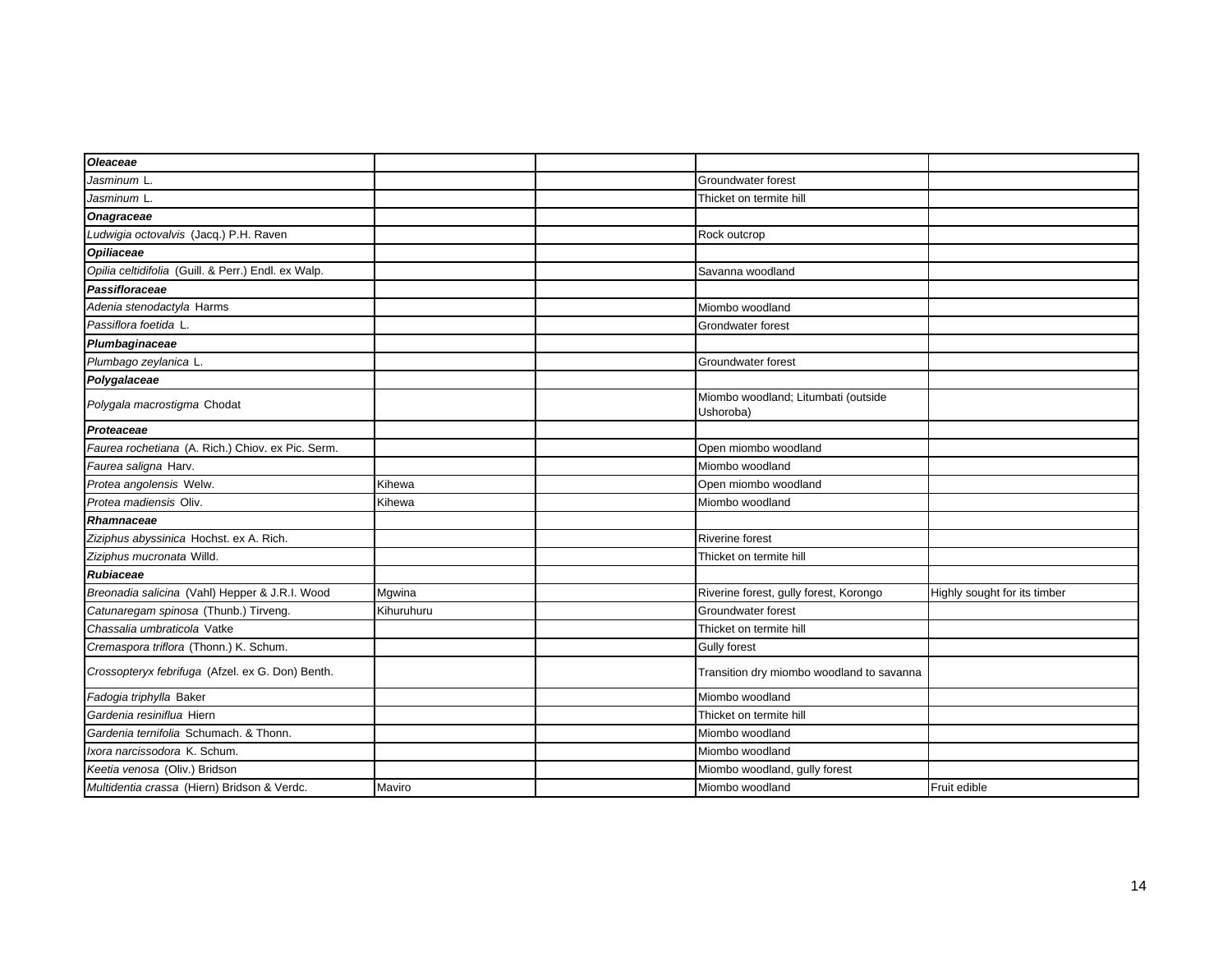| | | | | |
|---|---|---|---|---|
| ***Oleaceae*** | | | | |
| *Jasminum* L. | | | Groundwater forest | |
| *Jasminum* L. | | | Thicket on termite hill | |
| ***Onagraceae*** | | | | |
| *Ludwigia octovalvis* (Jacq.) P.H. Raven | | | Rock outcrop | |
| ***Opiliaceae*** | | | | |
| *Opilia celtidifolia* (Guill. & Perr.) Endl. ex Walp. | | | Savanna woodland | |
| ***Passifloraceae*** | | | | |
| *Adenia stenodactyla* Harms | | | Miombo woodland | |
| *Passiflora foetida* L. | | | Grondwater forest | |
| ***Plumbaginaceae*** | | | | |
| *Plumbago zeylanica* L. | | | Groundwater forest | |
| ***Polygalaceae*** | | | | |
| *Polygala macrostigma* Chodat | | | Miombo woodland; Litumbati (outside Ushoroba) | |
| ***Proteaceae*** | | | | |
| *Faurea rochetiana* (A. Rich.) Chiov. ex Pic. Serm. | | | Open miombo woodland | |
| *Faurea saligna* Harv. | | | Miombo woodland | |
| *Protea angolensis* Welw. | Kihewa | | Open miombo woodland | |
| *Protea madiensis* Oliv. | Kihewa | | Miombo woodland | |
| ***Rhamnaceae*** | | | | |
| *Ziziphus abyssinica* Hochst. ex A. Rich. | | | Riverine forest | |
| *Ziziphus mucronata* Willd. | | | Thicket on termite hill | |
| ***Rubiaceae*** | | | | |
| *Breonadia salicina* (Vahl) Hepper & J.R.I. Wood | Mgwina | | Riverine forest, gully forest, Korongo | Highly sought for its timber |
| *Catunaregam spinosa* (Thunb.) Tirveng. | Kihuruhuru | | Groundwater forest | |
| *Chassalia umbraticola* Vatke | | | Thicket on termite hill | |
| *Cremaspora triflora* (Thonn.) K. Schum. | | | Gully forest | |
| *Crossopteryx febrifuga* (Afzel. ex G. Don) Benth. | | | Transition dry miombo woodland to savanna | |
| *Fadogia triphylla* Baker | | | Miombo woodland | |
| *Gardenia resiniflua* Hiern | | | Thicket on termite hill | |
| *Gardenia ternifolia* Schumach. & Thonn. | | | Miombo woodland | |
| *Ixora narcissodora* K. Schum. | | | Miombo woodland | |
| *Keetia venosa* (Oliv.) Bridson | | | Miombo woodland, gully forest | |
| *Multidentia crassa* (Hiern) Bridson & Verdc. | Maviro | | Miombo woodland | Fruit edible |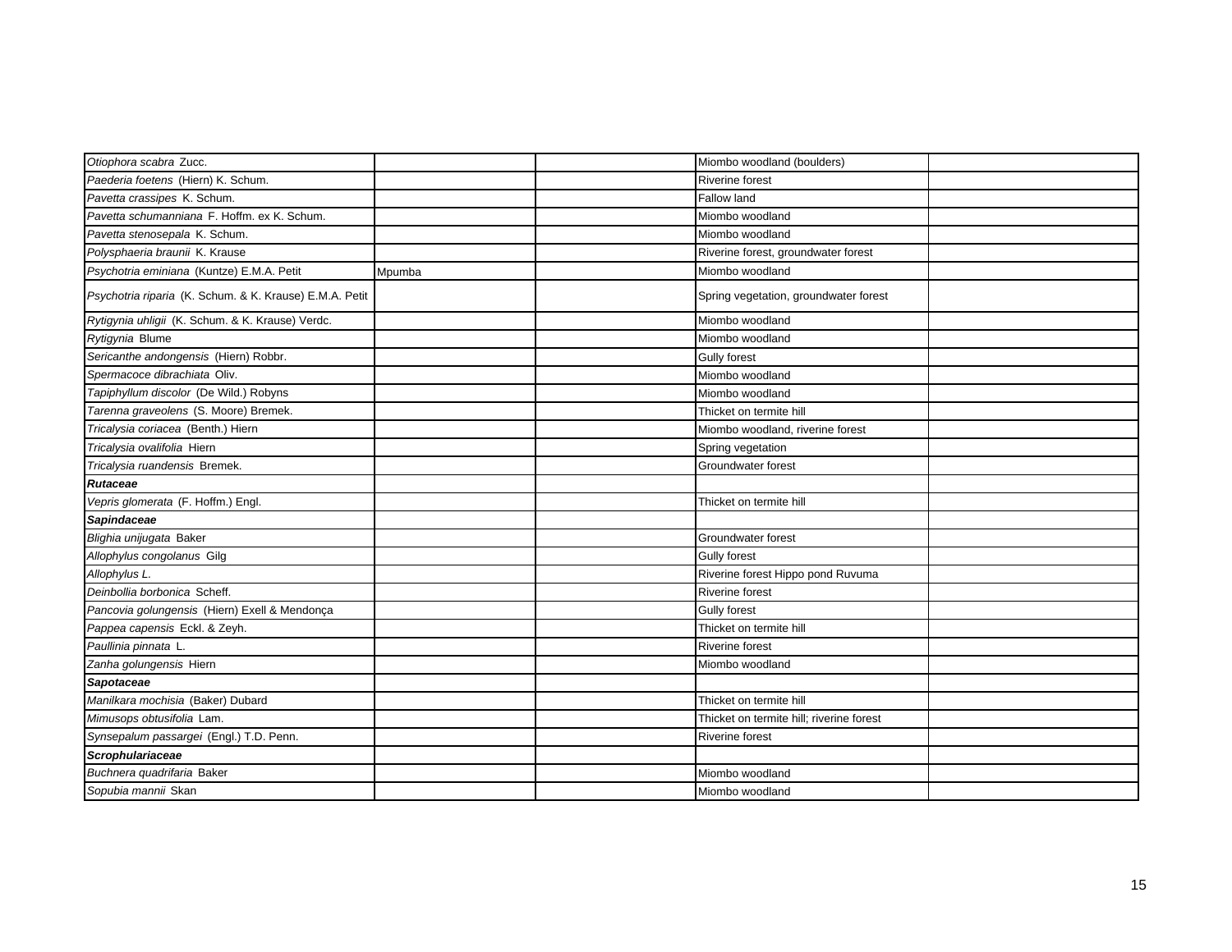| | | | | |
|---|---|---|---|---|
| *Otiophora scabra* Zucc. | | | Miombo woodland (boulders) | |
| *Paederia foetens* (Hiern) K. Schum. | | | Riverine forest | |
| *Pavetta crassipes* K. Schum. | | | Fallow land | |
| *Pavetta schumanniana* F. Hoffm. ex K. Schum. | | | Miombo woodland | |
| *Pavetta stenosepala* K. Schum. | | | Miombo woodland | |
| *Polysphaeria braunii* K. Krause | | | Riverine forest, groundwater forest | |
| *Psychotria eminiana* (Kuntze) E.M.A. Petit | Mpumba | | Miombo woodland | |
| *Psychotria riparia* (K. Schum. & K. Krause) E.M.A. Petit | | | Spring vegetation, groundwater forest | |
| *Rytigynia uhligii* (K. Schum. & K. Krause) Verdc. | | | Miombo woodland | |
| *Rytigynia* Blume | | | Miombo woodland | |
| *Sericanthe andongensis* (Hiern) Robbr. | | | Gully forest | |
| *Spermacoce dibrachiata* Oliv. | | | Miombo woodland | |
| *Tapiphyllum discolor* (De Wild.) Robyns | | | Miombo woodland | |
| *Tarenna graveolens* (S. Moore) Bremek. | | | Thicket on termite hill | |
| *Tricalysia coriacea* (Benth.) Hiern | | | Miombo woodland, riverine forest | |
| *Tricalysia ovalifolia* Hiern | | | Spring vegetation | |
| *Tricalysia ruandensis* Bremek. | | | Groundwater forest | |
| ***Rutaceae*** | | | | |
| *Vepris glomerata* (F. Hoffm.) Engl. | | | Thicket on termite hill | |
| ***Sapindaceae*** | | | | |
| *Blighia unijugata* Baker | | | Groundwater forest | |
| *Allophylus congolanus* Gilg | | | Gully forest | |
| *Allophylus L.* | | | Riverine forest Hippo pond Ruvuma | |
| *Deinbollia borbonica* Scheff. | | | Riverine forest | |
| *Pancovia golungensis* (Hiern) Exell & Mendonça | | | Gully forest | |
| *Pappea capensis* Eckl. & Zeyh. | | | Thicket on termite hill | |
| *Paullinia pinnata* L. | | | Riverine forest | |
| *Zanha golungensis* Hiern | | | Miombo woodland | |
| ***Sapotaceae*** | | | | |
| *Manilkara mochisia* (Baker) Dubard | | | Thicket on termite hill | |
| *Mimusops obtusifolia* Lam. | | | Thicket on termite hill; riverine forest | |
| *Synsepalum passargei* (Engl.) T.D. Penn. | | | Riverine forest | |
| ***Scrophulariaceae*** | | | | |
| *Buchnera quadrifaria* Baker | | | Miombo woodland | |
| *Sopubia mannii* Skan | | | Miombo woodland | |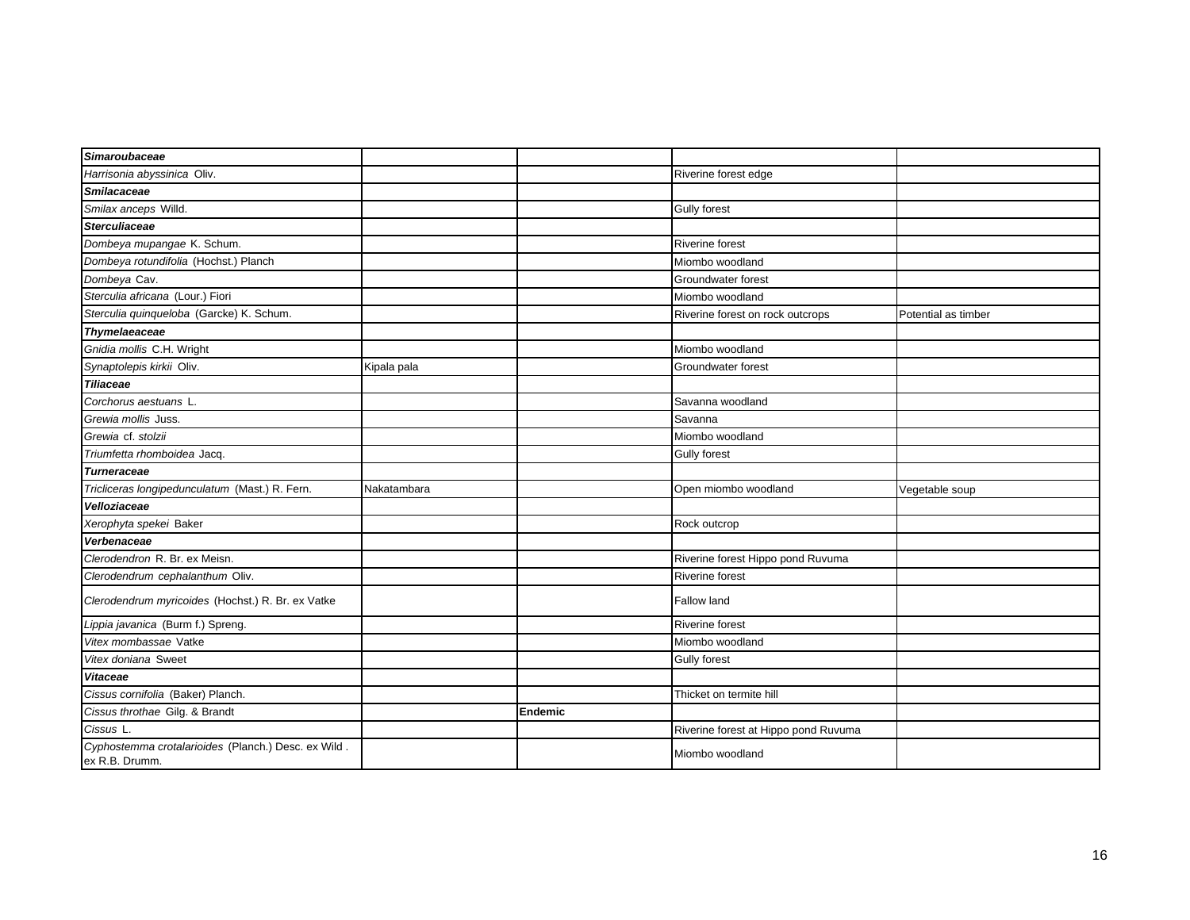| | | | | |
|---|---|---|---|---|
| ***Simaroubaceae*** | | | | |
| *Harrisonia abyssinica* Oliv. | | | Riverine forest edge | |
| ***Smilacaceae*** | | | | |
| *Smilax anceps* Willd. | | | Gully forest | |
| ***Sterculiaceae*** | | | | |
| *Dombeya mupangae* K. Schum. | | | Riverine forest | |
| *Dombeya rotundifolia* (Hochst.) Planch | | | Miombo woodland | |
| *Dombeya* Cav. | | | Groundwater forest | |
| *Sterculia africana* (Lour.) Fiori | | | Miombo woodland | |
| *Sterculia quinqueloba* (Garcke) K. Schum. | | | Riverine forest on rock outcrops | Potential as timber |
| ***Thymelaeaceae*** | | | | |
| *Gnidia mollis* C.H. Wright | | | Miombo woodland | |
| *Synaptolepis kirkii* Oliv. | Kipala pala | | Groundwater forest | |
| ***Tiliaceae*** | | | | |
| *Corchorus aestuans* L. | | | Savanna woodland | |
| *Grewia mollis* Juss. | | | Savanna | |
| *Grewia* cf. *stolzii* | | | Miombo woodland | |
| *Triumfetta rhomboidea* Jacq. | | | Gully forest | |
| ***Turneraceae*** | | | | |
| *Tricliceras longipedunculatum* (Mast.) R. Fern. | Nakatambara | | Open miombo woodland | Vegetable soup |
| ***Velloziaceae*** | | | | |
| *Xerophyta spekei* Baker | | | Rock outcrop | |
| ***Verbenaceae*** | | | | |
| *Clerodendron* R. Br. ex Meisn. | | | Riverine forest Hippo pond Ruvuma | |
| *Clerodendrum cephalanthum* Oliv. | | | Riverine forest | |
| *Clerodendrum myricoides* (Hochst.) R. Br. ex Vatke | | | Fallow land | |
| *Lippia javanica* (Burm f.) Spreng. | | | Riverine forest | |
| *Vitex mombassae* Vatke | | | Miombo woodland | |
| *Vitex doniana* Sweet | | | Gully forest | |
| ***Vitaceae*** | | | | |
| *Cissus cornifolia* (Baker) Planch. | | | Thicket on termite hill | |
| *Cissus throthae* Gilg. & Brandt | | **Endemic** | | |
| *Cissus* L. | | | Riverine forest at Hippo pond Ruvuma | |
| *Cyphostemma crotalarioides* (Planch.) Desc. ex Wild . ex R.B. Drumm. | | | Miombo woodland | |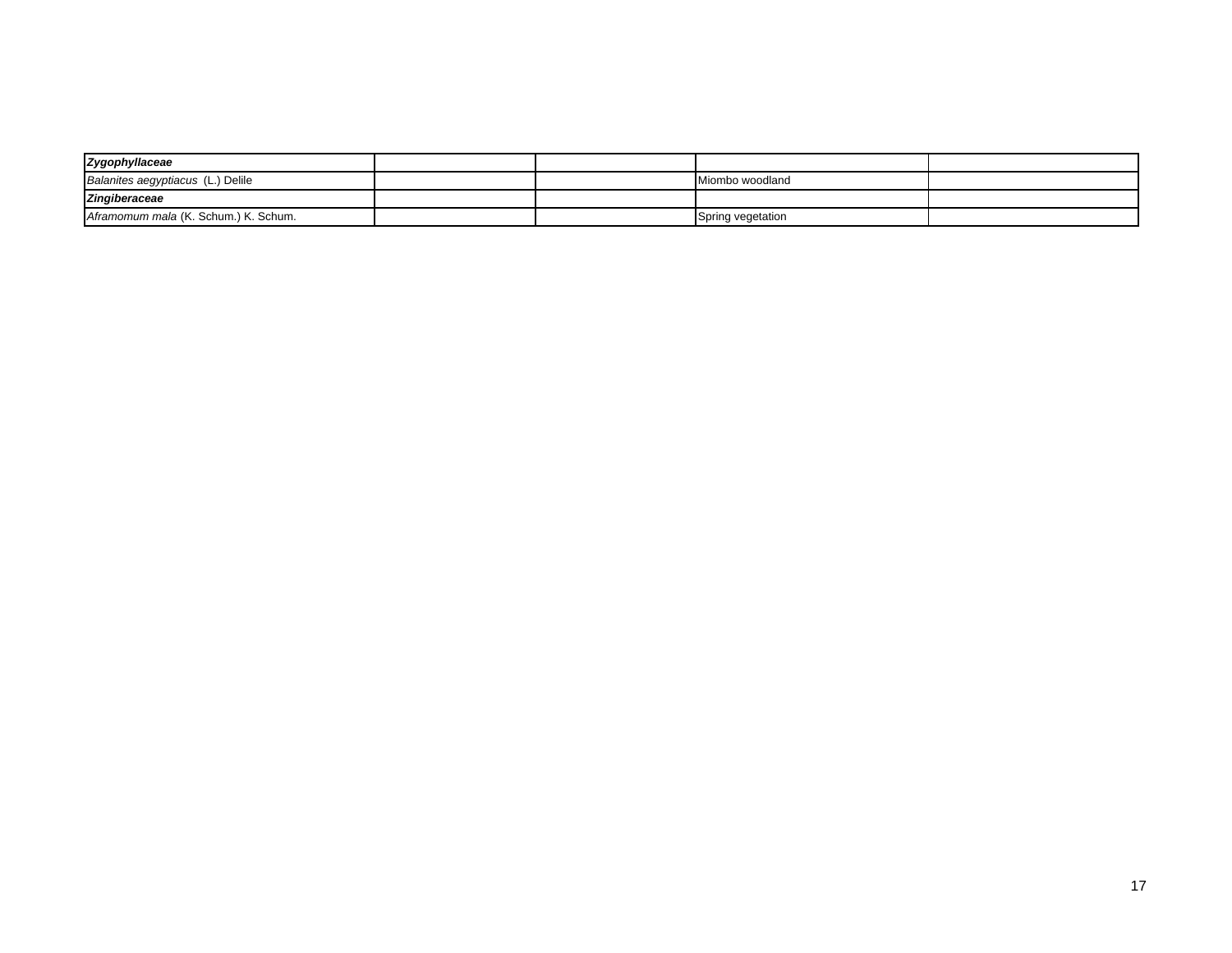| | | | | |
|---|---|---|---|---|
| ***Zygophyllaceae*** | | | | |
| *Balanites aegyptiacus* (L.) Delile | | | Miombo woodland | |
| ***Zingiberaceae*** | | | | |
| *Aframomum mala* (K. Schum.) K. Schum. | | | Spring vegetation | |